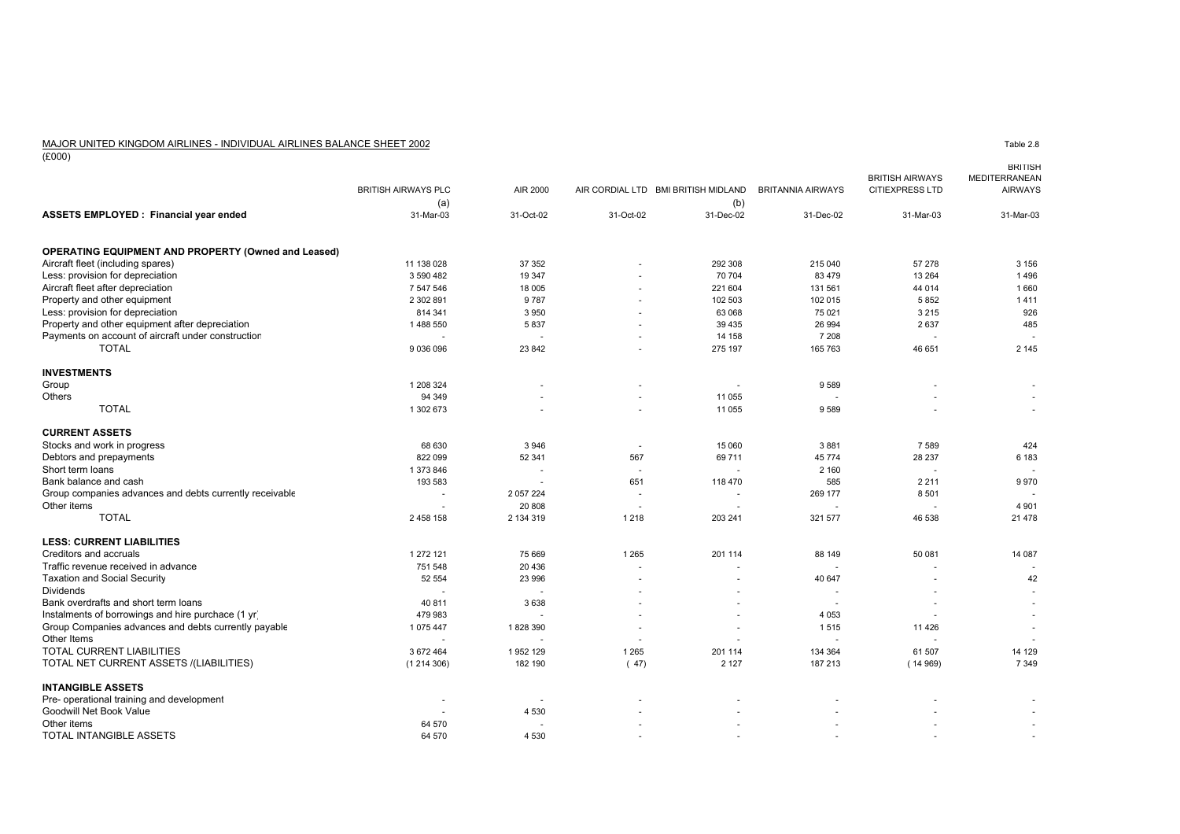MAJOR UNITED KINGDOM AIRLINES - INDIVIDUAL AIRLINES BALANCE SHEET 2002

Table 2.8

(£000)

| ASSETS EMPLOYED : Financial year ended | BRITISH AIRWAYS PLC (a) | AIR 2000 | AIR CORDIAL LTD | BMI BRITISH MIDLAND (b) | BRITANNIA AIRWAYS | BRITISH AIRWAYS CITIEXPRESS LTD | BRITISH MEDITERRANEAN AIRWAYS |
|---|---|---|---|---|---|---|---|
| | 31-Mar-03 | 31-Oct-02 | 31-Oct-02 | 31-Dec-02 | 31-Dec-02 | 31-Mar-03 | 31-Mar-03 |
| **OPERATING EQUIPMENT AND PROPERTY (Owned and Leased)** | | | | | | | |
| Aircraft fleet (including spares) | 11 138 028 | 37 352 | - | 292 308 | 215 040 | 57 278 | 3 156 |
| Less: provision for depreciation | 3 590 482 | 19 347 | - | 70 704 | 83 479 | 13 264 | 1 496 |
| Aircraft fleet after depreciation | 7 547 546 | 18 005 | - | 221 604 | 131 561 | 44 014 | 1 660 |
| Property and other equipment | 2 302 891 | 9 787 | - | 102 503 | 102 015 | 5 852 | 1 411 |
| Less: provision for depreciation | 814 341 | 3 950 | - | 63 068 | 75 021 | 3 215 | 926 |
| Property and other equipment after depreciation | 1 488 550 | 5 837 | - | 39 435 | 26 994 | 2 637 | 485 |
| Payments on account of aircraft under construction | - | - | - | 14 158 | 7 208 | - | - |
| TOTAL | 9 036 096 | 23 842 | - | 275 197 | 165 763 | 46 651 | 2 145 |
| **INVESTMENTS** | | | | | | | |
| Group | 1 208 324 | - | - | - | 9 589 | - | - |
| Others | 94 349 | - | - | 11 055 | - | - | - |
| TOTAL | 1 302 673 | - | - | 11 055 | 9 589 | - | - |
| **CURRENT ASSETS** | | | | | | | |
| Stocks and work in progress | 68 630 | 3 946 | - | 15 060 | 3 881 | 7 589 | 424 |
| Debtors and prepayments | 822 099 | 52 341 | 567 | 69 711 | 45 774 | 28 237 | 6 183 |
| Short term loans | 1 373 846 | - | - | - | 2 160 | - | - |
| Bank balance and cash | 193 583 | - | 651 | 118 470 | 585 | 2 211 | 9 970 |
| Group companies advances and debts currently receivable | - | 2 057 224 | - | - | 269 177 | 8 501 | - |
| Other items | - | 20 808 | - | - | - | - | 4 901 |
| TOTAL | 2 458 158 | 2 134 319 | 1 218 | 203 241 | 321 577 | 46 538 | 21 478 |
| **LESS: CURRENT LIABILITIES** | | | | | | | |
| Creditors and accruals | 1 272 121 | 75 669 | 1 265 | 201 114 | 88 149 | 50 081 | 14 087 |
| Traffic revenue received in advance | 751 548 | 20 436 | - | - | - | - | - |
| Taxation and Social Security | 52 554 | 23 996 | - | - | 40 647 | - | 42 |
| Dividends | - | - | - | - | - | - | - |
| Bank overdrafts and short term loans | 40 811 | 3 638 | - | - | - | - | - |
| Instalments of borrowings and hire purchace (1 yr) | 479 983 | - | - | - | 4 053 | - | - |
| Group Companies advances and debts currently payable | 1 075 447 | 1 828 390 | - | - | 1 515 | 11 426 | - |
| Other Items | - | - | - | - | - | - | - |
| TOTAL CURRENT LIABILITIES | 3 672 464 | 1 952 129 | 1 265 | 201 114 | 134 364 | 61 507 | 14 129 |
| TOTAL NET CURRENT ASSETS /(LIABILITIES) | (1 214 306) | 182 190 | ( 47) | 2 127 | 187 213 | (14 969) | 7 349 |
| **INTANGIBLE ASSETS** | | | | | | | |
| Pre- operational training and development | - | - | - | - | - | - | - |
| Goodwill Net Book Value | - | 4 530 | - | - | - | - | - |
| Other items | 64 570 | - | - | - | - | - | - |
| TOTAL INTANGIBLE ASSETS | 64 570 | 4 530 | - | - | - | - | - |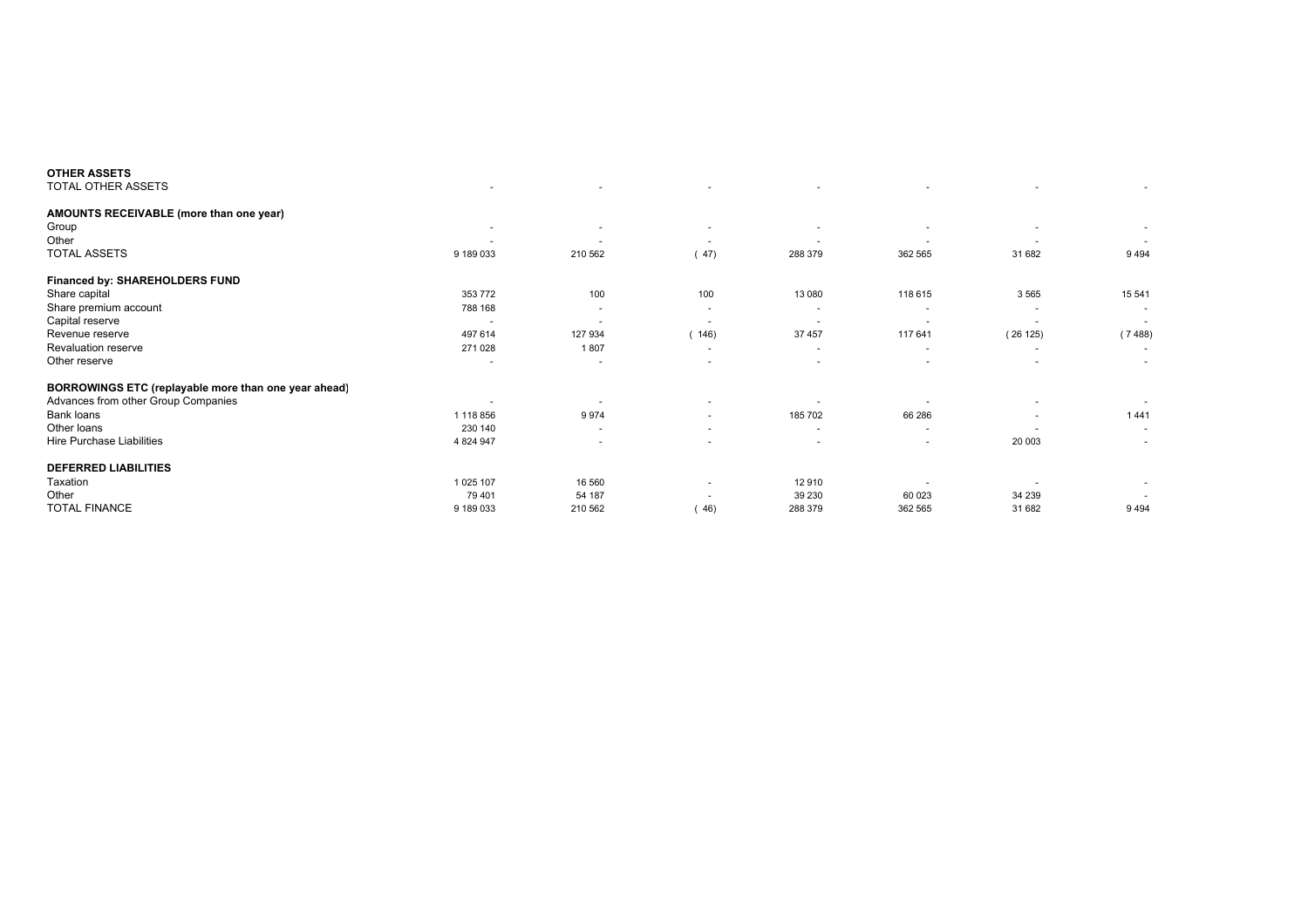| | | | | | | | |
|---|---|---|---|---|---|---|---|
| **OTHER ASSETS** | | | | | | | |
| TOTAL OTHER ASSETS | - | - | - | - | - | - | - |
| **AMOUNTS RECEIVABLE (more than one year)** | | | | | | | |
| Group | - | - | - | - | - | - | - |
| Other | - | - | - | - | - | - | - |
| TOTAL ASSETS | 9 189 033 | 210 562 | ( 47) | 288 379 | 362 565 | 31 682 | 9 494 |
| **Financed by: SHAREHOLDERS FUND** | | | | | | | |
| Share capital | 353 772 | 100 | 100 | 13 080 | 118 615 | 3 565 | 15 541 |
| Share premium account | 788 168 | - | - | - | - | - | - |
| Capital reserve | - | - | - | - | - | - | - |
| Revenue reserve | 497 614 | 127 934 | ( 146) | 37 457 | 117 641 | ( 26 125) | ( 7 488) |
| Revaluation reserve | 271 028 | 1 807 | - | - | - | - | - |
| Other reserve | - | - | - | - | - | - | - |
| **BORROWINGS ETC (replayable more than one year ahead)** | | | | | | | |
| Advances from other Group Companies | - | - | - | - | - | - | - |
| Bank loans | 1 118 856 | 9 974 | - | 185 702 | 66 286 | - | 1 441 |
| Other loans | 230 140 | - | - | - | - | - | - |
| Hire Purchase Liabilities | 4 824 947 | - | - | - | - | 20 003 | - |
| **DEFERRED LIABILITIES** | | | | | | | |
| Taxation | 1 025 107 | 16 560 | - | 12 910 | - | - | - |
| Other | 79 401 | 54 187 | - | 39 230 | 60 023 | 34 239 | - |
| TOTAL FINANCE | 9 189 033 | 210 562 | ( 46) | 288 379 | 362 565 | 31 682 | 9 494 |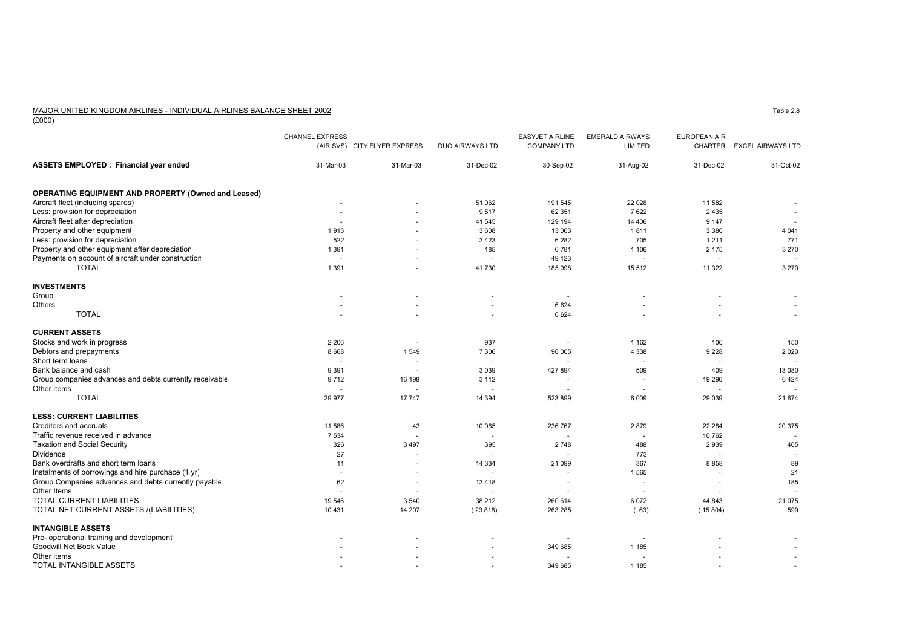MAJOR UNITED KINGDOM AIRLINES - INDIVIDUAL AIRLINES BALANCE SHEET 2002

(£000)

Table 2.8

| | CHANNEL EXPRESS (AIR SVS) | CITY FLYER EXPRESS | DUO AIRWAYS LTD | EASYJET AIRLINE COMPANY LTD | EMERALD AIRWAYS LIMITED | EUROPEAN AIR CHARTER | EXCEL AIRWAYS LTD |
|---|---|---|---|---|---|---|---|
| **ASSETS EMPLOYED : Financial year ended** | 31-Mar-03 | 31-Mar-03 | 31-Dec-02 | 30-Sep-02 | 31-Aug-02 | 31-Dec-02 | 31-Oct-02 |
| **OPERATING EQUIPMENT AND PROPERTY (Owned and Leased)** | | | | | | | |
| Aircraft fleet (including spares) | - | - | 51 062 | 191 545 | 22 028 | 11 582 | - |
| Less: provision for depreciation | - | - | 9 517 | 62 351 | 7 622 | 2 435 | - |
| Aircraft fleet after depreciation | - | - | 41 545 | 129 194 | 14 406 | 9 147 | - |
| Property and other equipment | 1 913 | - | 3 608 | 13 063 | 1 811 | 3 386 | 4 041 |
| Less: provision for depreciation | 522 | - | 3 423 | 6 282 | 705 | 1 211 | 771 |
| Property and other equipment after depreciation | 1 391 | - | 185 | 6 781 | 1 106 | 2 175 | 3 270 |
| Payments on account of aircraft under construction | - | - | - | 49 123 | - | - | - |
| TOTAL | 1 391 | - | 41 730 | 185 098 | 15 512 | 11 322 | 3 270 |
| **INVESTMENTS** | | | | | | | |
| Group | - | - | - | - | - | - | - |
| Others | - | - | - | 6 624 | - | - | - |
| TOTAL | - | - | - | 6 624 | - | - | - |
| **CURRENT ASSETS** | | | | | | | |
| Stocks and work in progress | 2 206 | - | 937 | - | 1 162 | 106 | 150 |
| Debtors and prepayments | 8 668 | 1 549 | 7 306 | 96 005 | 4 338 | 9 228 | 2 020 |
| Short term loans | - | - | - | - | - | - | - |
| Bank balance and cash | 9 391 | - | 3 039 | 427 894 | 509 | 409 | 13 080 |
| Group companies advances and debts currently receivable | 9 712 | 16 198 | 3 112 | - | - | 19 296 | 6 424 |
| Other items | - | - | - | - | - | - | - |
| TOTAL | 29 977 | 17 747 | 14 394 | 523 899 | 6 009 | 29 039 | 21 674 |
| **LESS: CURRENT LIABILITIES** | | | | | | | |
| Creditors and accruals | 11 586 | 43 | 10 065 | 236 767 | 2 879 | 22 284 | 20 375 |
| Traffic revenue received in advance | 7 534 | - | - | - | - | 10 762 | - |
| Taxation and Social Security | 326 | 3 497 | 395 | 2 748 | 488 | 2 939 | 405 |
| Dividends | 27 | - | - | - | 773 | - | - |
| Bank overdrafts and short term loans | 11 | - | 14 334 | 21 099 | 367 | 8 858 | 89 |
| Instalments of borrowings and hire purchace (1 yr) | - | - | - | - | 1 565 | - | 21 |
| Group Companies advances and debts currently payable | 62 | - | 13 418 | - | - | - | 185 |
| Other Items | - | - | - | - | - | - | - |
| TOTAL CURRENT LIABILITIES | 19 546 | 3 540 | 38 212 | 260 614 | 6 072 | 44 843 | 21 075 |
| TOTAL NET CURRENT ASSETS /(LIABILITIES) | 10 431 | 14 207 | ( 23 818) | 263 285 | ( 63) | ( 15 804) | 599 |
| **INTANGIBLE ASSETS** | | | | | | | |
| Pre- operational training and development | - | - | - | - | - | - | - |
| Goodwill Net Book Value | - | - | - | 349 685 | 1 185 | - | - |
| Other items | - | - | - | - | - | - | - |
| TOTAL INTANGIBLE ASSETS | - | - | - | 349 685 | 1 185 | - | - |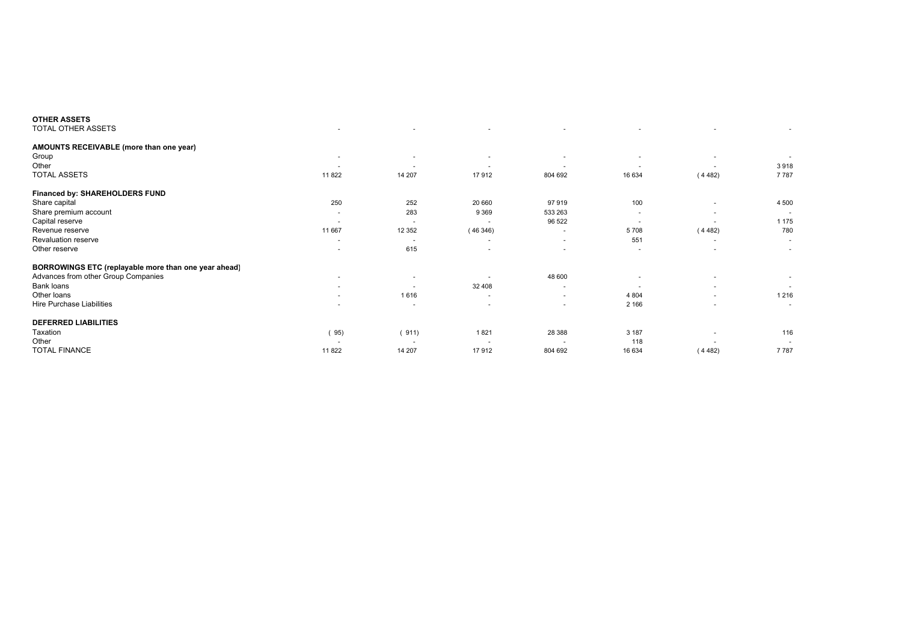| | | | | | | | |
|---|---|---|---|---|---|---|---|
| **OTHER ASSETS** | | | | | | | |
| TOTAL OTHER ASSETS | - | - | - | - | - | - | - |
| | | | | | | | |
| **AMOUNTS RECEIVABLE (more than one year)** | | | | | | | |
| Group | - | - | - | - | - | - | - |
| Other | - | - | - | - | - | - | 3 918 |
| TOTAL ASSETS | 11 822 | 14 207 | 17 912 | 804 692 | 16 634 | ( 4 482) | 7 787 |
| | | | | | | | |
| **Financed by: SHAREHOLDERS FUND** | | | | | | | |
| Share capital | 250 | 252 | 20 660 | 97 919 | 100 | - | 4 500 |
| Share premium account | - | 283 | 9 369 | 533 263 | - | - | - |
| Capital reserve | - | - | - | 96 522 | - | - | 1 175 |
| Revenue reserve | 11 667 | 12 352 | ( 46 346) | - | 5 708 | ( 4 482) | 780 |
| Revaluation reserve | - | - | - | - | 551 | - | - |
| Other reserve | - | 615 | - | - | - | - | - |
| | | | | | | | |
| **BORROWINGS ETC (replayable more than one year ahead)** | | | | | | | |
| Advances from other Group Companies | - | - | - | 48 600 | - | - | - |
| Bank loans | - | - | 32 408 | - | - | - | - |
| Other loans | - | 1 616 | - | - | 4 804 | - | 1 216 |
| Hire Purchase Liabilities | - | - | - | - | 2 166 | - | - |
| | | | | | | | |
| **DEFERRED LIABILITIES** | | | | | | | |
| Taxation | ( 95) | ( 911) | 1 821 | 28 388 | 3 187 | - | 116 |
| Other | - | - | - | - | 118 | - | - |
| TOTAL FINANCE | 11 822 | 14 207 | 17 912 | 804 692 | 16 634 | ( 4 482) | 7 787 |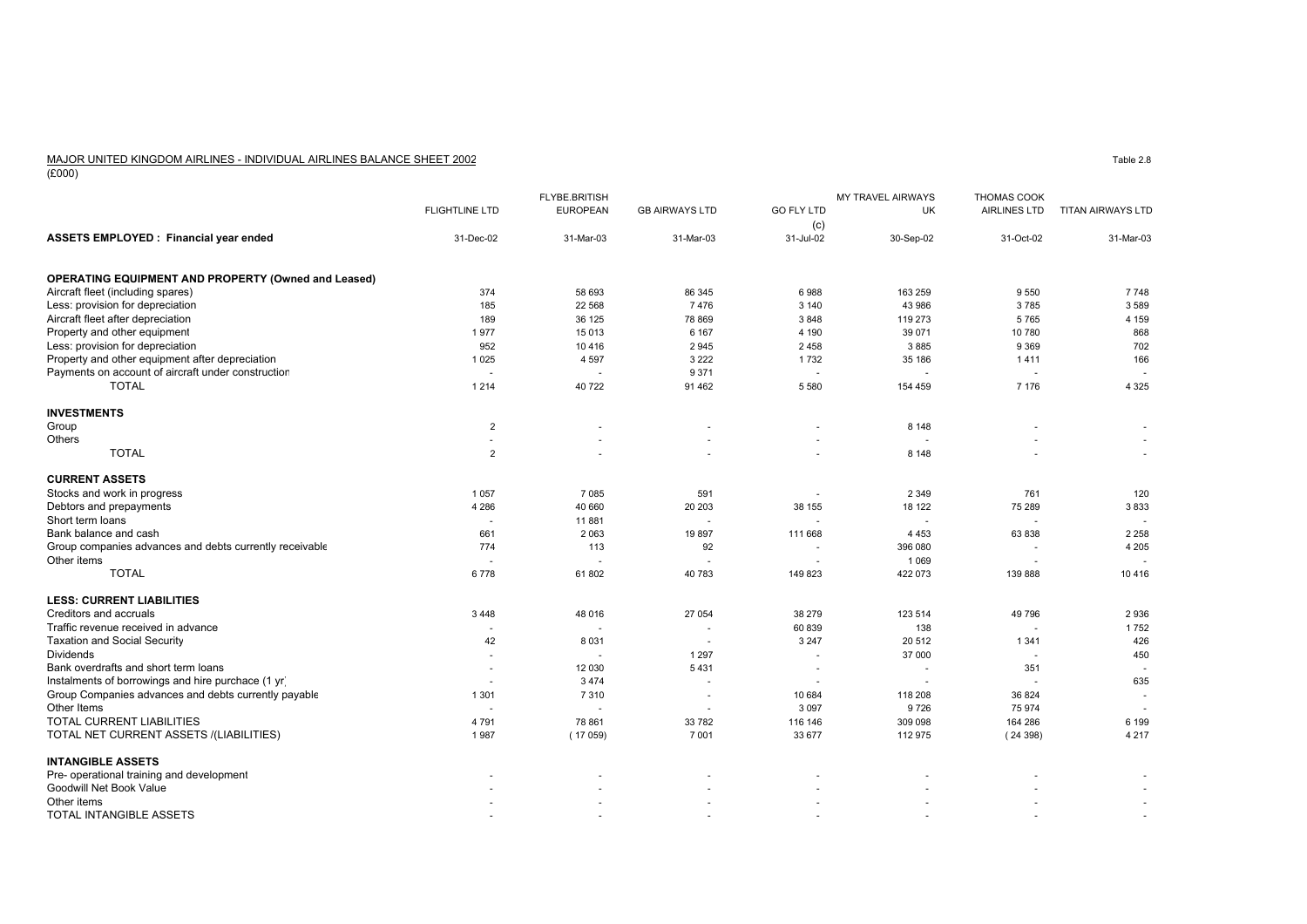MAJOR UNITED KINGDOM AIRLINES - INDIVIDUAL AIRLINES BALANCE SHEET 2002

(£000)

Table 2.8

| | FLIGHTLINE LTD | FLYBE.BRITISH EUROPEAN | GB AIRWAYS LTD | GO FLY LTD (c) | MY TRAVEL AIRWAYS UK | THOMAS COOK AIRLINES LTD | TITAN AIRWAYS LTD |
|---|---|---|---|---|---|---|---|
| **ASSETS EMPLOYED : Financial year ended** | 31-Dec-02 | 31-Mar-03 | 31-Mar-03 | 31-Jul-02 | 30-Sep-02 | 31-Oct-02 | 31-Mar-03 |
| **OPERATING EQUIPMENT AND PROPERTY (Owned and Leased)** | | | | | | | |
| Aircraft fleet (including spares) | 374 | 58 693 | 86 345 | 6 988 | 163 259 | 9 550 | 7 748 |
| Less: provision for depreciation | 185 | 22 568 | 7 476 | 3 140 | 43 986 | 3 785 | 3 589 |
| Aircraft fleet after depreciation | 189 | 36 125 | 78 869 | 3 848 | 119 273 | 5 765 | 4 159 |
| Property and other equipment | 1 977 | 15 013 | 6 167 | 4 190 | 39 071 | 10 780 | 868 |
| Less: provision for depreciation | 952 | 10 416 | 2 945 | 2 458 | 3 885 | 9 369 | 702 |
| Property and other equipment after depreciation | 1 025 | 4 597 | 3 222 | 1 732 | 35 186 | 1 411 | 166 |
| Payments on account of aircraft under construction | - | - | 9 371 | - | - | - | - |
| TOTAL | 1 214 | 40 722 | 91 462 | 5 580 | 154 459 | 7 176 | 4 325 |
| **INVESTMENTS** | | | | | | | |
| Group | 2 | - | - | - | 8 148 | - | - |
| Others | - | - | - | - | - | - | - |
| TOTAL | 2 | - | - | - | 8 148 | - | - |
| **CURRENT ASSETS** | | | | | | | |
| Stocks and work in progress | 1 057 | 7 085 | 591 | - | 2 349 | 761 | 120 |
| Debtors and prepayments | 4 286 | 40 660 | 20 203 | 38 155 | 18 122 | 75 289 | 3 833 |
| Short term loans | - | 11 881 | - | - | - | - | - |
| Bank balance and cash | 661 | 2 063 | 19 897 | 111 668 | 4 453 | 63 838 | 2 258 |
| Group companies advances and debts currently receivable | 774 | 113 | 92 | - | 396 080 | - | 4 205 |
| Other items | - | - | - | - | 1 069 | - | - |
| TOTAL | 6 778 | 61 802 | 40 783 | 149 823 | 422 073 | 139 888 | 10 416 |
| **LESS: CURRENT LIABILITIES** | | | | | | | |
| Creditors and accruals | 3 448 | 48 016 | 27 054 | 38 279 | 123 514 | 49 796 | 2 936 |
| Traffic revenue received in advance | - | - | - | 60 839 | 138 | - | 1 752 |
| Taxation and Social Security | 42 | 8 031 | - | 3 247 | 20 512 | 1 341 | 426 |
| Dividends | - | - | 1 297 | - | 37 000 | - | 450 |
| Bank overdrafts and short term loans | - | 12 030 | 5 431 | - | - | 351 | - |
| Instalments of borrowings and hire purchace (1 yr) | - | 3 474 | - | - | - | - | 635 |
| Group Companies advances and debts currently payable | 1 301 | 7 310 | - | 10 684 | 118 208 | 36 824 | - |
| Other Items | - | - | - | 3 097 | 9 726 | 75 974 | - |
| TOTAL CURRENT LIABILITIES | 4 791 | 78 861 | 33 782 | 116 146 | 309 098 | 164 286 | 6 199 |
| TOTAL NET CURRENT ASSETS /(LIABILITIES) | 1 987 | ( 17 059) | 7 001 | 33 677 | 112 975 | ( 24 398) | 4 217 |
| **INTANGIBLE ASSETS** | | | | | | | |
| Pre- operational training and development | - | - | - | - | - | - | - |
| Goodwill Net Book Value | - | - | - | - | - | - | - |
| Other items | - | - | - | - | - | - | - |
| TOTAL INTANGIBLE ASSETS | - | - | - | - | - | - | - |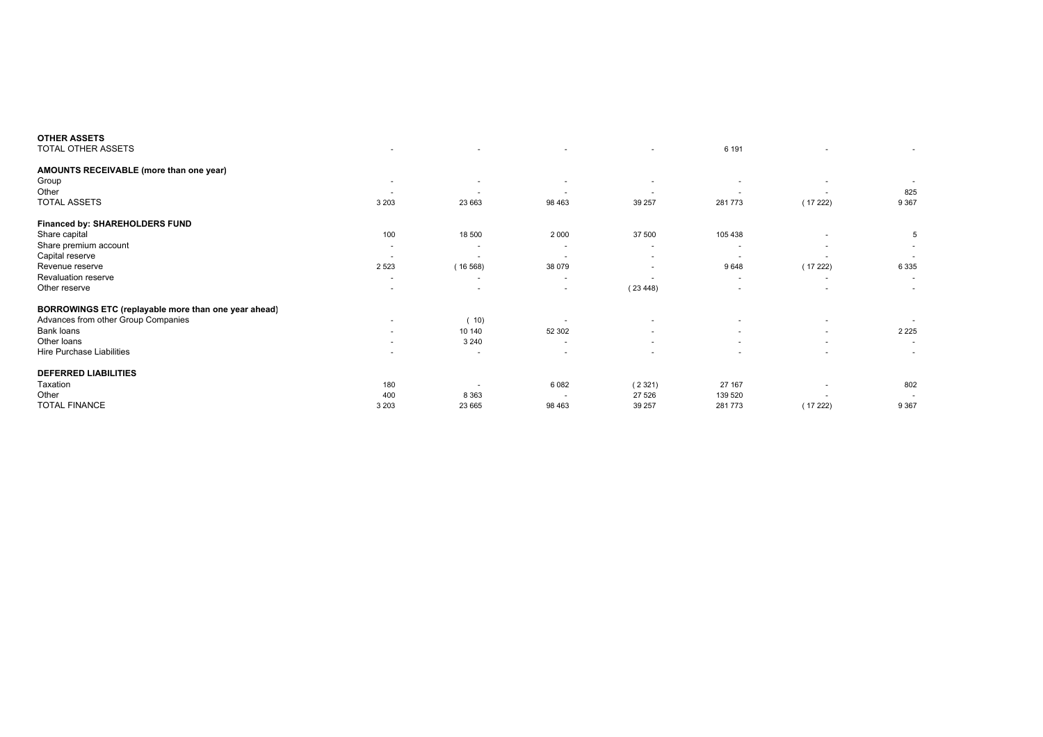| | | | | | | | |
|---|---|---|---|---|---|---|---|
| **OTHER ASSETS** | | | | | | | |
| TOTAL OTHER ASSETS | - | - | - | - | 6 191 | - | - |
| | | | | | | | |
| **AMOUNTS RECEIVABLE (more than one year)** | | | | | | | |
| Group | - | - | - | - | - | - | - |
| Other | - | - | - | - | - | - | 825 |
| TOTAL ASSETS | 3 203 | 23 663 | 98 463 | 39 257 | 281 773 | ( 17 222) | 9 367 |
| | | | | | | | |
| **Financed by: SHAREHOLDERS FUND** | | | | | | | |
| Share capital | 100 | 18 500 | 2 000 | 37 500 | 105 438 | - | 5 |
| Share premium account | - | - | - | - | - | - | - |
| Capital reserve | - | - | - | - | - | - | - |
| Revenue reserve | 2 523 | ( 16 568) | 38 079 | - | 9 648 | ( 17 222) | 6 335 |
| Revaluation reserve | - | - | - | - | - | - | - |
| Other reserve | - | - | - | ( 23 448) | - | - | - |
| | | | | | | | |
| **BORROWINGS ETC (replayable more than one year ahead)** | | | | | | | |
| Advances from other Group Companies | - | ( 10) | - | - | - | - | - |
| Bank loans | - | 10 140 | 52 302 | - | - | - | 2 225 |
| Other loans | - | 3 240 | - | - | - | - | - |
| Hire Purchase Liabilities | - | - | - | - | - | - | - |
| | | | | | | | |
| **DEFERRED LIABILITIES** | | | | | | | |
| Taxation | 180 | - | 6 082 | ( 2 321) | 27 167 | - | 802 |
| Other | 400 | 8 363 | - | 27 526 | 139 520 | - | - |
| TOTAL FINANCE | 3 203 | 23 665 | 98 463 | 39 257 | 281 773 | ( 17 222) | 9 367 |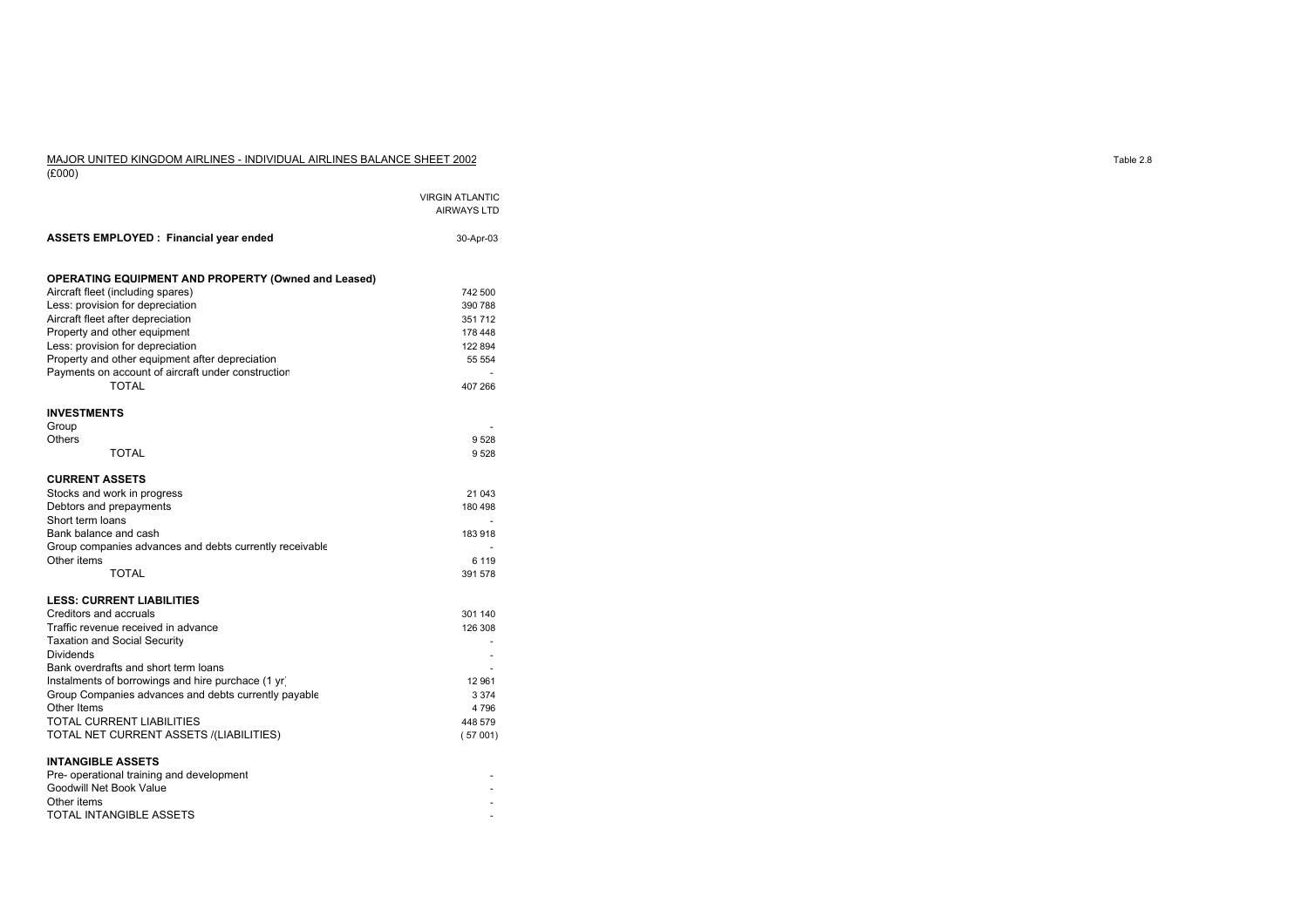MAJOR UNITED KINGDOM AIRLINES - INDIVIDUAL AIRLINES BALANCE SHEET 2002

(£000)

Table 2.8

| | VIRGIN ATLANTIC AIRWAYS LTD |
|---|---|
| **ASSETS EMPLOYED : Financial year ended** | 30-Apr-03 |
| | |
| **OPERATING EQUIPMENT AND PROPERTY (Owned and Leased)** | |
| Aircraft fleet (including spares) | 742 500 |
| Less: provision for depreciation | 390 788 |
| Aircraft fleet after depreciation | 351 712 |
| Property and other equipment | 178 448 |
| Less: provision for depreciation | 122 894 |
| Property and other equipment after depreciation | 55 554 |
| Payments on account of aircraft under construction | - |
| TOTAL | 407 266 |
| | |
| **INVESTMENTS** | |
| Group | - |
| Others | 9 528 |
| TOTAL | 9 528 |
| | |
| **CURRENT ASSETS** | |
| Stocks and work in progress | 21 043 |
| Debtors and prepayments | 180 498 |
| Short term loans | - |
| Bank balance and cash | 183 918 |
| Group companies advances and debts currently receivable | - |
| Other items | 6 119 |
| TOTAL | 391 578 |
| | |
| **LESS: CURRENT LIABILITIES** | |
| Creditors and accruals | 301 140 |
| Traffic revenue received in advance | 126 308 |
| Taxation and Social Security | - |
| Dividends | - |
| Bank overdrafts and short term loans | - |
| Instalments of borrowings and hire purchace (1 yr) | 12 961 |
| Group Companies advances and debts currently payable | 3 374 |
| Other Items | 4 796 |
| TOTAL CURRENT LIABILITIES | 448 579 |
| TOTAL NET CURRENT ASSETS /(LIABILITIES) | ( 57 001) |
| | |
| **INTANGIBLE ASSETS** | |
| Pre- operational training and development | - |
| Goodwill Net Book Value | - |
| Other items | - |
| TOTAL INTANGIBLE ASSETS | - |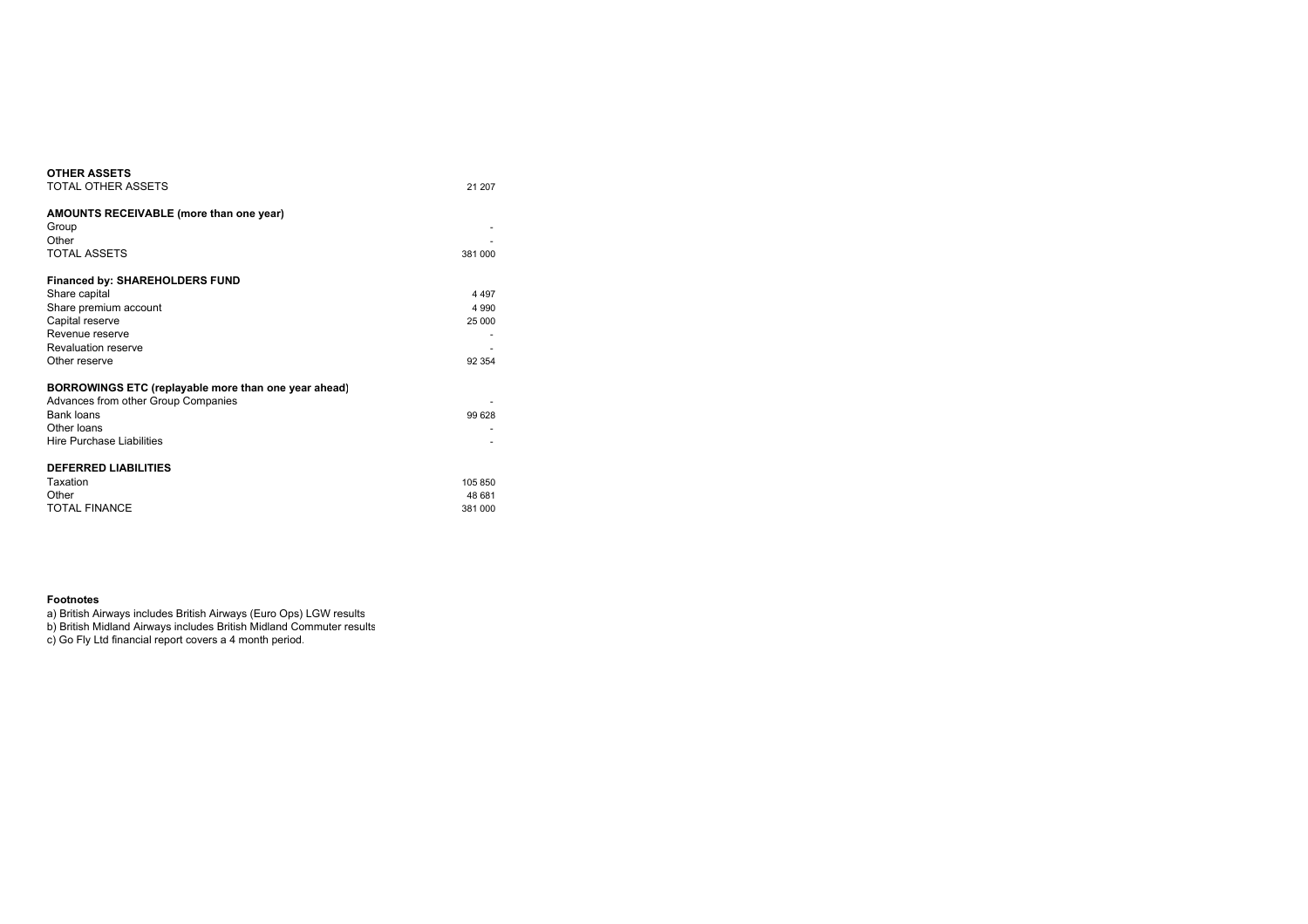| | |
|---|---|
| **OTHER ASSETS** | |
| TOTAL OTHER ASSETS | 21 207 |
| | |
| **AMOUNTS RECEIVABLE (more than one year)** | |
| Group | - |
| Other | - |
| TOTAL ASSETS | 381 000 |
| | |
| **Financed by: SHAREHOLDERS FUND** | |
| Share capital | 4 497 |
| Share premium account | 4 990 |
| Capital reserve | 25 000 |
| Revenue reserve | - |
| Revaluation reserve | - |
| Other reserve | 92 354 |
| | |
| **BORROWINGS ETC (replayable more than one year ahead)** | |
| Advances from other Group Companies | - |
| Bank loans | 99 628 |
| Other loans | - |
| Hire Purchase Liabilities | - |
| | |
| **DEFERRED LIABILITIES** | |
| Taxation | 105 850 |
| Other | 48 681 |
| TOTAL FINANCE | 381 000 |

**Footnotes**

a) British Airways includes British Airways (Euro Ops) LGW results

b) British Midland Airways includes British Midland Commuter results

c) Go Fly Ltd financial report covers a 4 month period.